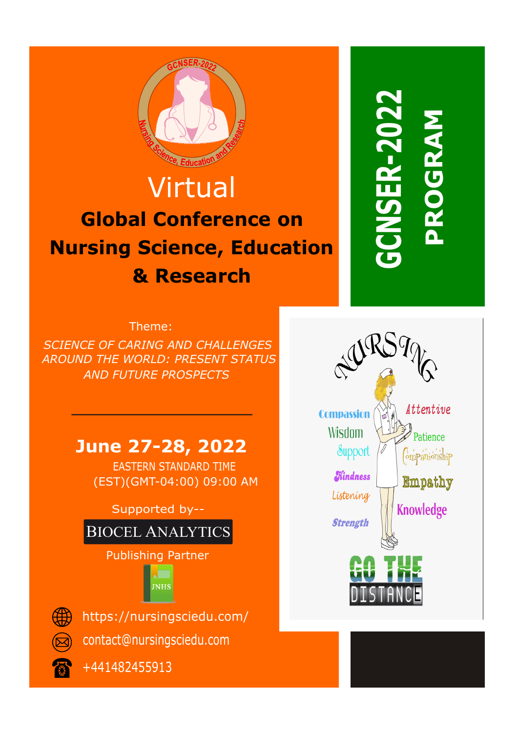# GCNSER-2022 PROGRAM

Virtual

## Global Conference on Nursing Science, Education & Research

Theme:

*SCIENCE OF CARING AND CHALLENGES AROUND THE WORLD: PRESENT STATUS AND FUTURE PROSPECTS*

**June 27-28, 2022**

EASTERN STANDARD TIME (EST)(GMT-04:00) 09:00 AM

Supported by--

BIOCEL ANALYTICS

Publishing Partner

JNHS

https://nursingsciedu.com/

contact@nursingsciedu.com

+441482455913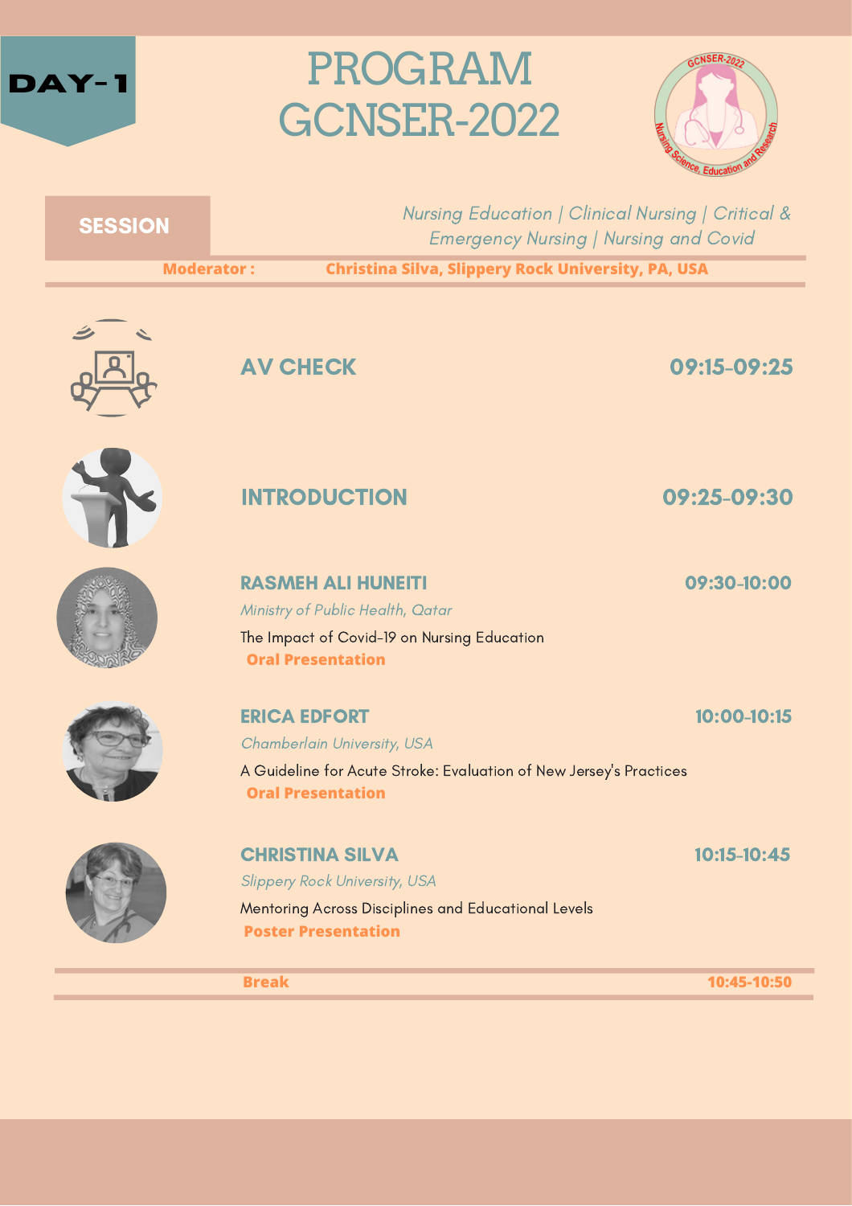# DAY-1

# PROGRAM GCNSER-2022

## SESSION

*Nursing Education | Clinical Nursing | Critical & Emergency Nursing | Nursing and Covid*

**Moderator :** **Christina Silva, Slippery Rock University, PA, USA**

### AV CHECK — 09:15-09:25

### INTRODUCTION — 09:25-09:30

### RASMEH ALI HUNEITI — 09:30-10:00

*Ministry of Public Health, Qatar*

The Impact of Covid-19 on Nursing Education

**Oral Presentation**

### ERICA EDFORT — 10:00-10:15

*Chamberlain University, USA*

A Guideline for Acute Stroke: Evaluation of New Jersey's Practices

**Oral Presentation**

### CHRISTINA SILVA — 10:15-10:45

*Slippery Rock University, USA*

Mentoring Across Disciplines and Educational Levels

**Poster Presentation**

**Break** — **10:45-10:50**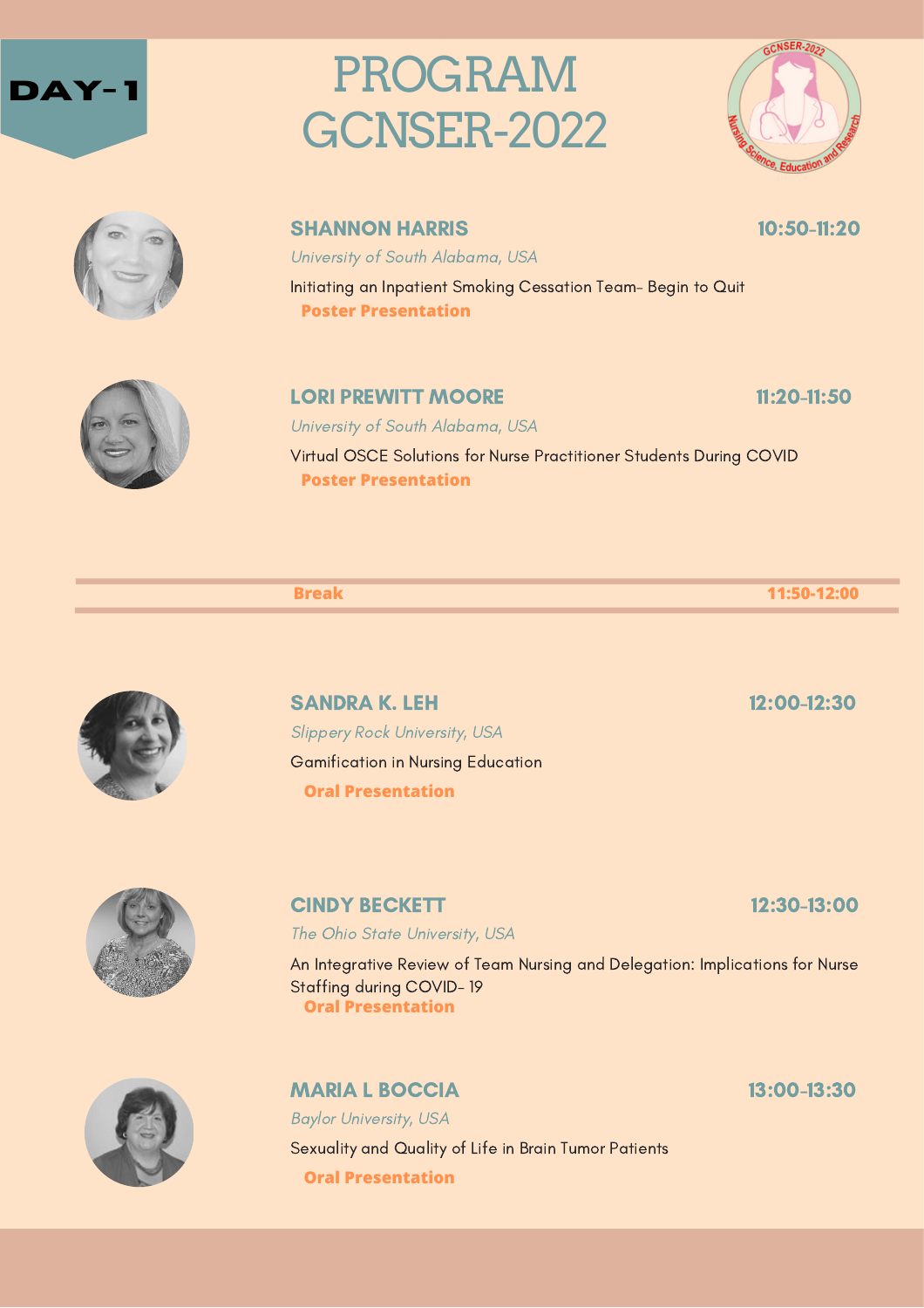# DAY-1

# PROGRAM GCNSER-2022

### SHANNON HARRIS — 10:50-11:20

*University of South Alabama, USA*

Initiating an Inpatient Smoking Cessation Team- Begin to Quit

**Poster Presentation**

### LORI PREWITT MOORE — 11:20-11:50

*University of South Alabama, USA*

Virtual OSCE Solutions for Nurse Practitioner Students During COVID

**Poster Presentation**

---

**Break** — **11:50-12:00**

---

### SANDRA K. LEH — 12:00-12:30

*Slippery Rock University, USA*

Gamification in Nursing Education

**Oral Presentation**

### CINDY BECKETT — 12:30-13:00

*The Ohio State University, USA*

An Integrative Review of Team Nursing and Delegation: Implications for Nurse Staffing during COVID- 19

**Oral Presentation**

### MARIA L BOCCIA — 13:00-13:30

*Baylor University, USA*

Sexuality and Quality of Life in Brain Tumor Patients

**Oral Presentation**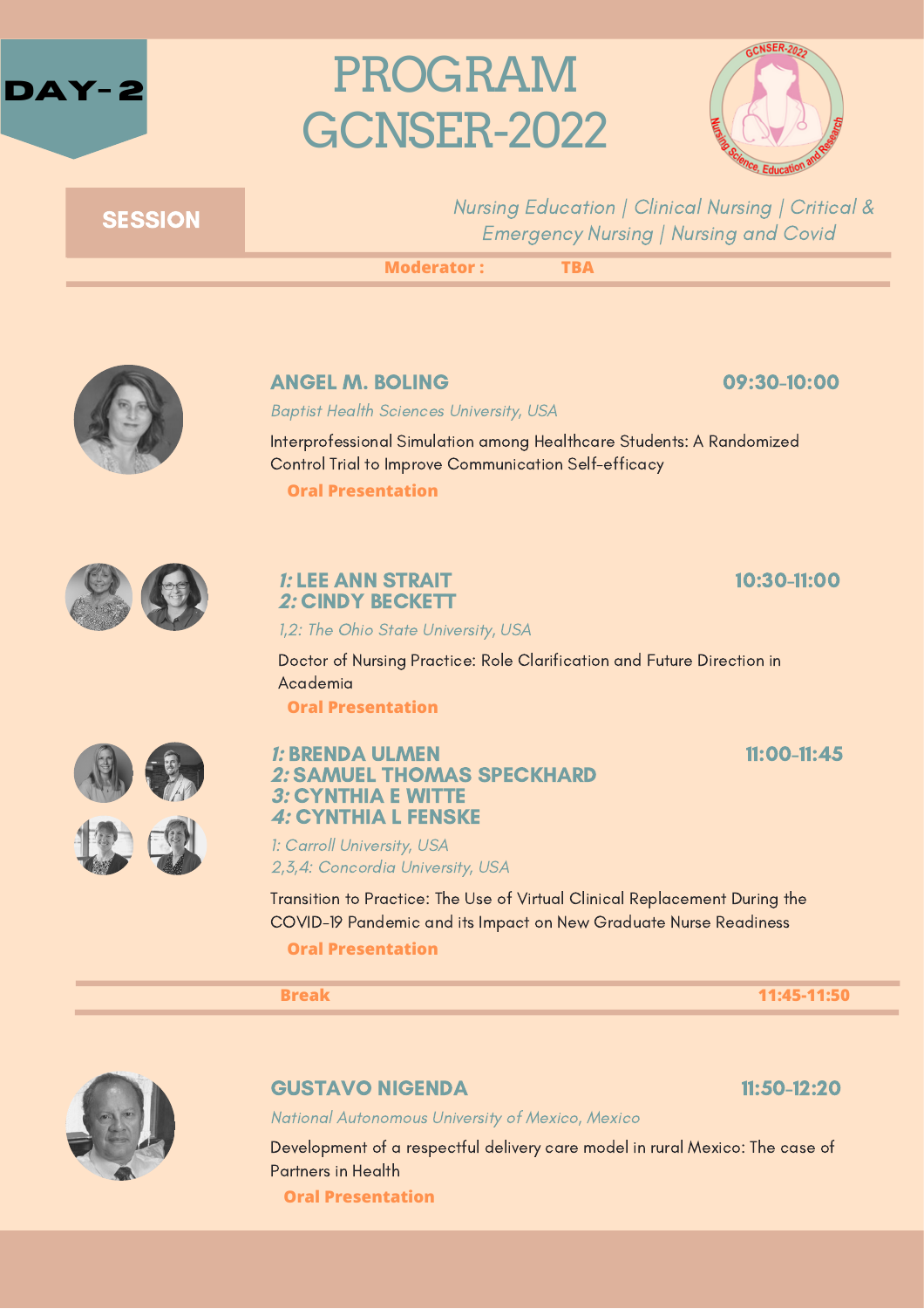DAY-2

# PROGRAM GCNSER-2022

**SESSION**

*Nursing Education | Clinical Nursing | Critical & Emergency Nursing | Nursing and Covid*

**Moderator : TBA**

---

### ANGEL M. BOLING — 09:30-10:00

*Baptist Health Sciences University, USA*

Interprofessional Simulation among Healthcare Students: A Randomized Control Trial to Improve Communication Self-efficacy

**Oral Presentation**

### *1:* LEE ANN STRAIT<br>*2:* CINDY BECKETT — 10:30-11:00

*1,2: The Ohio State University, USA*

Doctor of Nursing Practice: Role Clarification and Future Direction in Academia

**Oral Presentation**

### *1:* BRENDA ULMEN<br>*2:* SAMUEL THOMAS SPECKHARD<br>*3:* CYNTHIA E WITTE<br>*4:* CYNTHIA L FENSKE — 11:00-11:45

*1: Carroll University, USA*
*2,3,4: Concordia University, USA*

Transition to Practice: The Use of Virtual Clinical Replacement During the COVID-19 Pandemic and its Impact on New Graduate Nurse Readiness

**Oral Presentation**

---

**Break** — **11:45-11:50**

---

### GUSTAVO NIGENDA — 11:50-12:20

*National Autonomous University of Mexico, Mexico*

Development of a respectful delivery care model in rural Mexico: The case of Partners in Health

**Oral Presentation**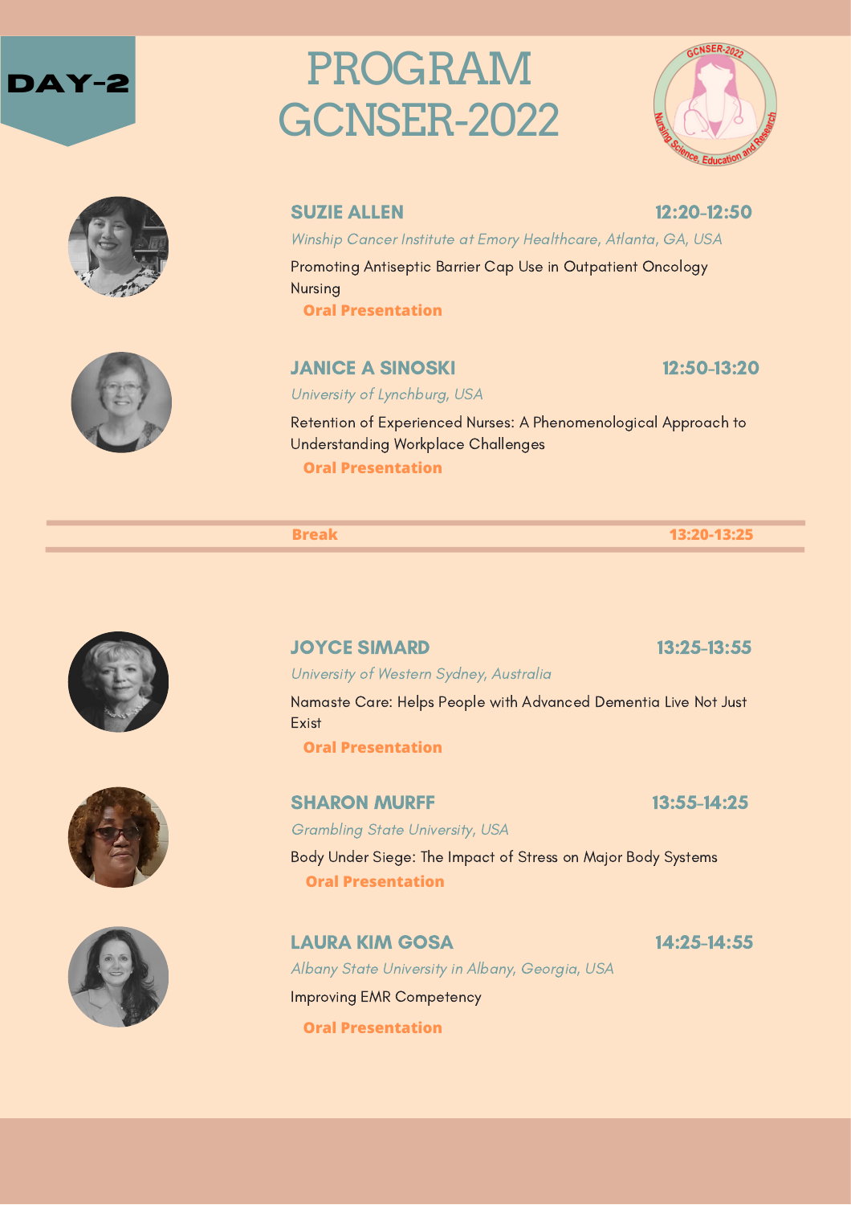DAY-2

# PROGRAM GCNSER-2022

GCNSER-2022 Nursing Science, Education and Research

### SUZIE ALLEN — 12:20-12:50

*Winship Cancer Institute at Emory Healthcare, Atlanta, GA, USA*

Promoting Antiseptic Barrier Cap Use in Outpatient Oncology Nursing

**Oral Presentation**

### JANICE A SINOSKI — 12:50-13:20

*University of Lynchburg, USA*

Retention of Experienced Nurses: A Phenomenological Approach to Understanding Workplace Challenges

**Oral Presentation**

---

**Break** — **13:20-13:25**

---

### JOYCE SIMARD — 13:25-13:55

*University of Western Sydney, Australia*

Namaste Care: Helps People with Advanced Dementia Live Not Just Exist

**Oral Presentation**

### SHARON MURFF — 13:55-14:25

*Grambling State University, USA*

Body Under Siege: The Impact of Stress on Major Body Systems

**Oral Presentation**

### LAURA KIM GOSA — 14:25-14:55

*Albany State University in Albany, Georgia, USA*

Improving EMR Competency

**Oral Presentation**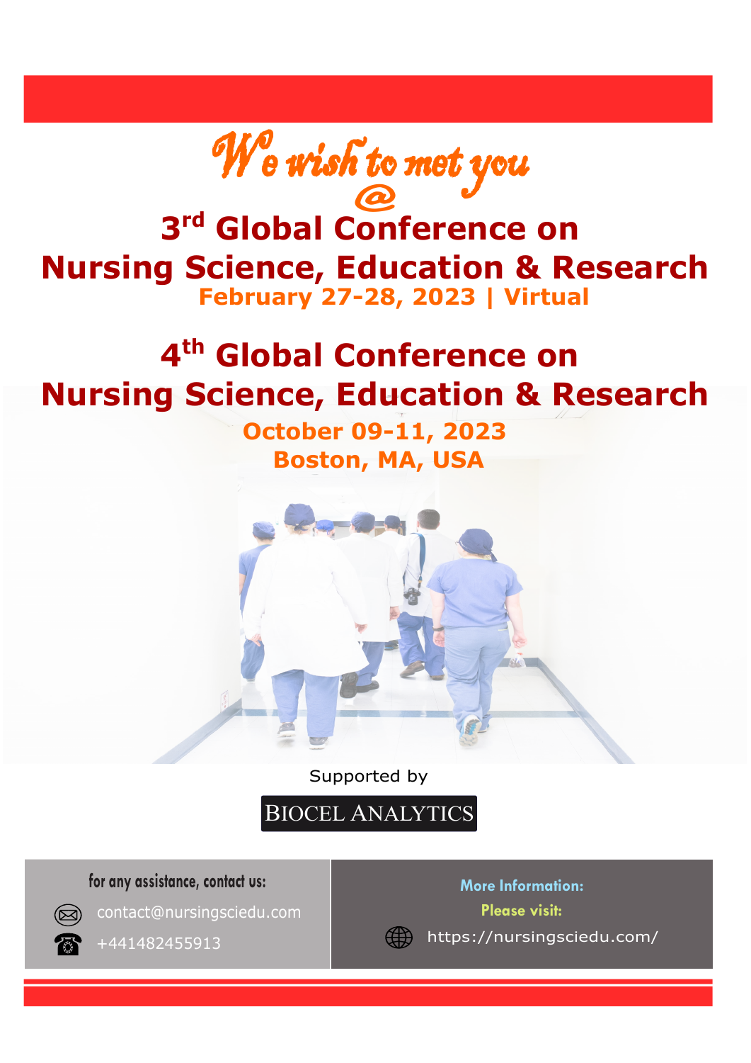*We wish to met you*

*@*

# 3rd Global Conference on Nursing Science, Education & Research

**February 27-28, 2023 | Virtual**

# 4th Global Conference on Nursing Science, Education & Research

**October 09-11, 2023**

**Boston, MA, USA**

Supported by

BIOCEL ANALYTICS

for any assistance, contact us:

contact@nursingsciedu.com

+441482455913

More Information:

Please visit:

https://nursingsciedu.com/